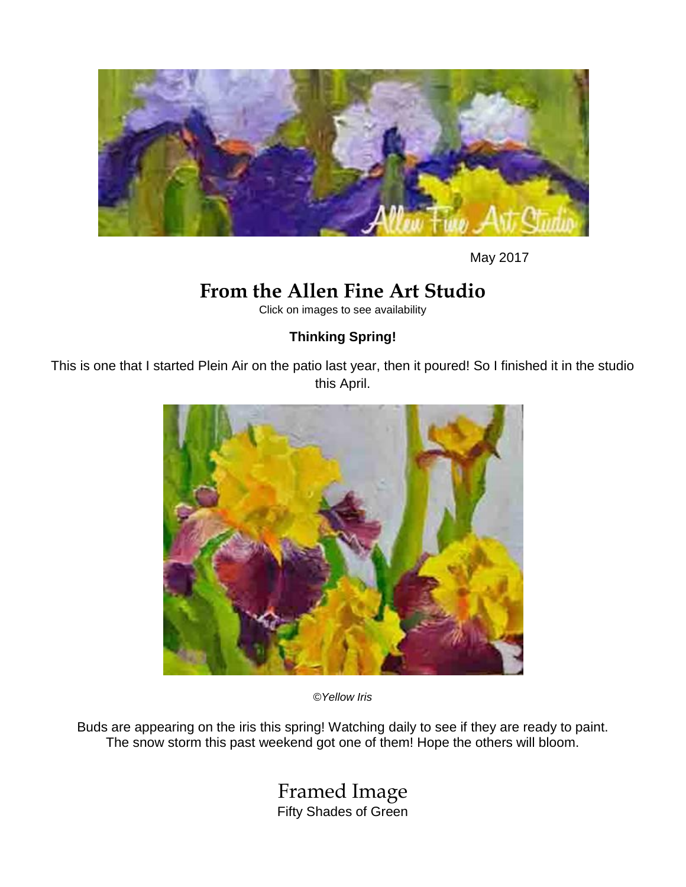May 2017

# From the Allen Fine Art Studio

Click on images to see availability

**Thinking Spring!**

This is one that I started Plein Air on the patio last year, then it poured! So I finished it in the studio this April.

*©Yellow Iris*

Buds are appearing on the iris this spring! Watching daily to see if they are ready to paint. The snow storm this past weekend got one of them! Hope the others will bloom.

## Framed Image

Fifty Shades of Green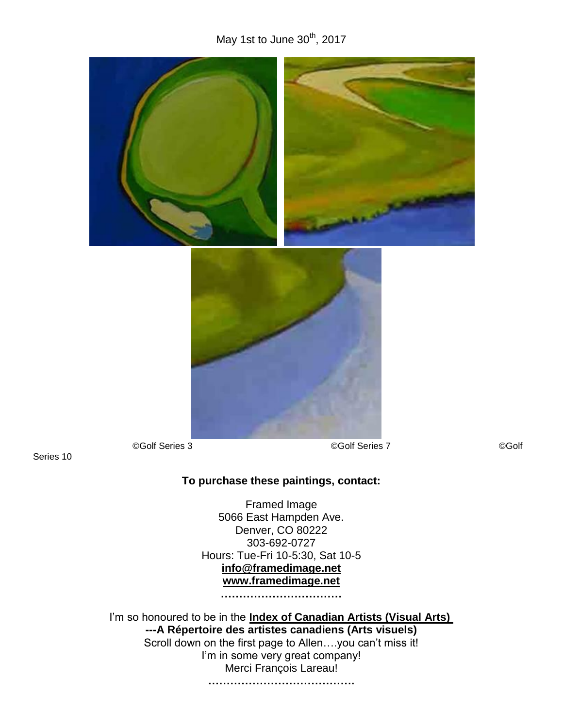May 1st to June 30th, 2017

©Golf Series 3 ©Golf Series 7 ©Golf Series 10

**To purchase these paintings, contact:**

Framed Image
5066 East Hampden Ave.
Denver, CO 80222
303-692-0727
Hours: Tue-Fri 10-5:30, Sat 10-5
**info@framedimage.net**
**www.framedimage.net**

**……………………………**

I'm so honoured to be in the **Index of Canadian Artists (Visual Arts)**
**---A Répertoire des artistes canadiens (Arts visuels)**
Scroll down on the first page to Allen….you can't miss it!
I'm in some very great company!
Merci François Lareau!

**……………………………………**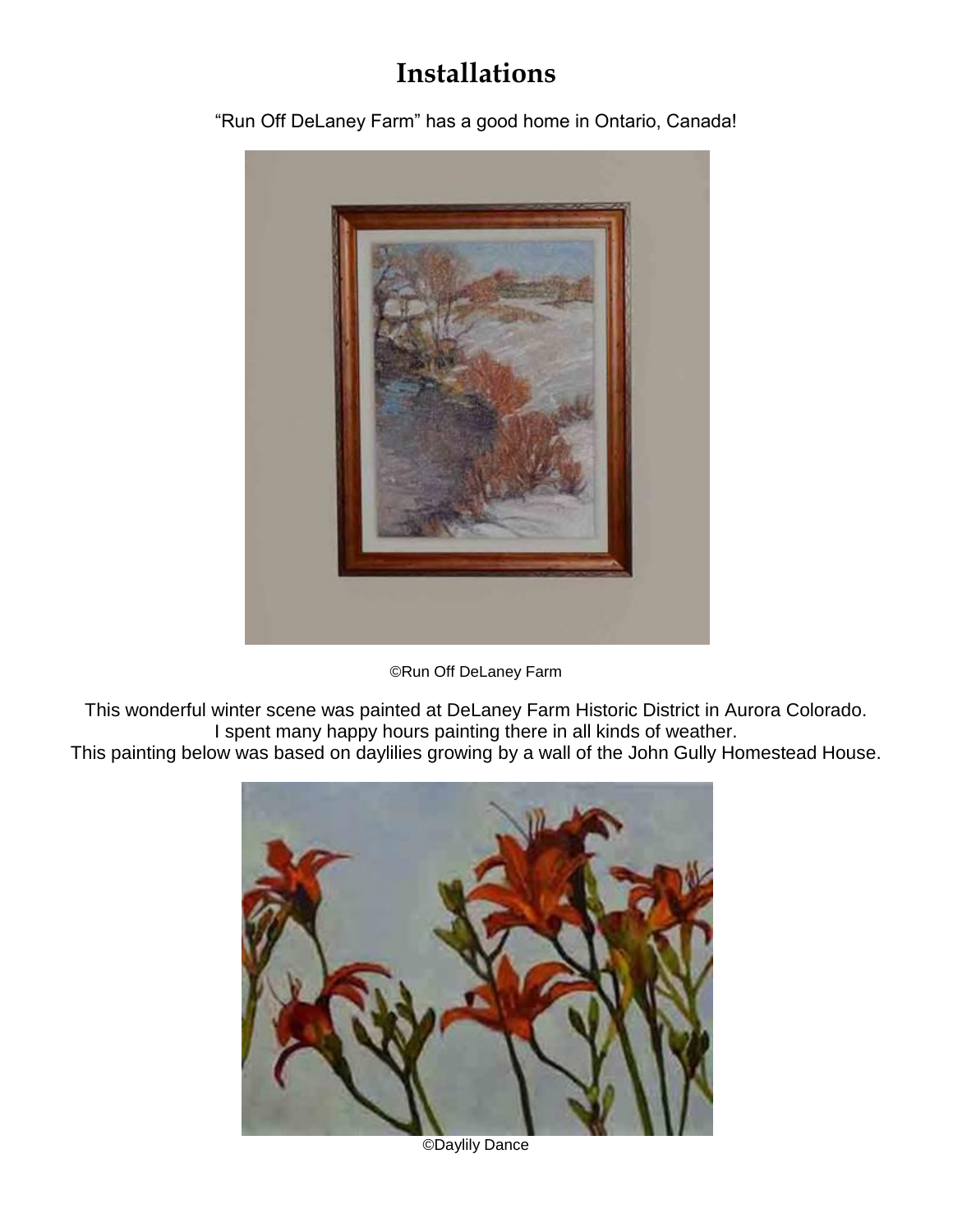# Installations

"Run Off DeLaney Farm" has a good home in Ontario, Canada!

©Run Off DeLaney Farm

This wonderful winter scene was painted at DeLaney Farm Historic District in Aurora Colorado.
I spent many happy hours painting there in all kinds of weather.
This painting below was based on daylilies growing by a wall of the John Gully Homestead House.

©Daylily Dance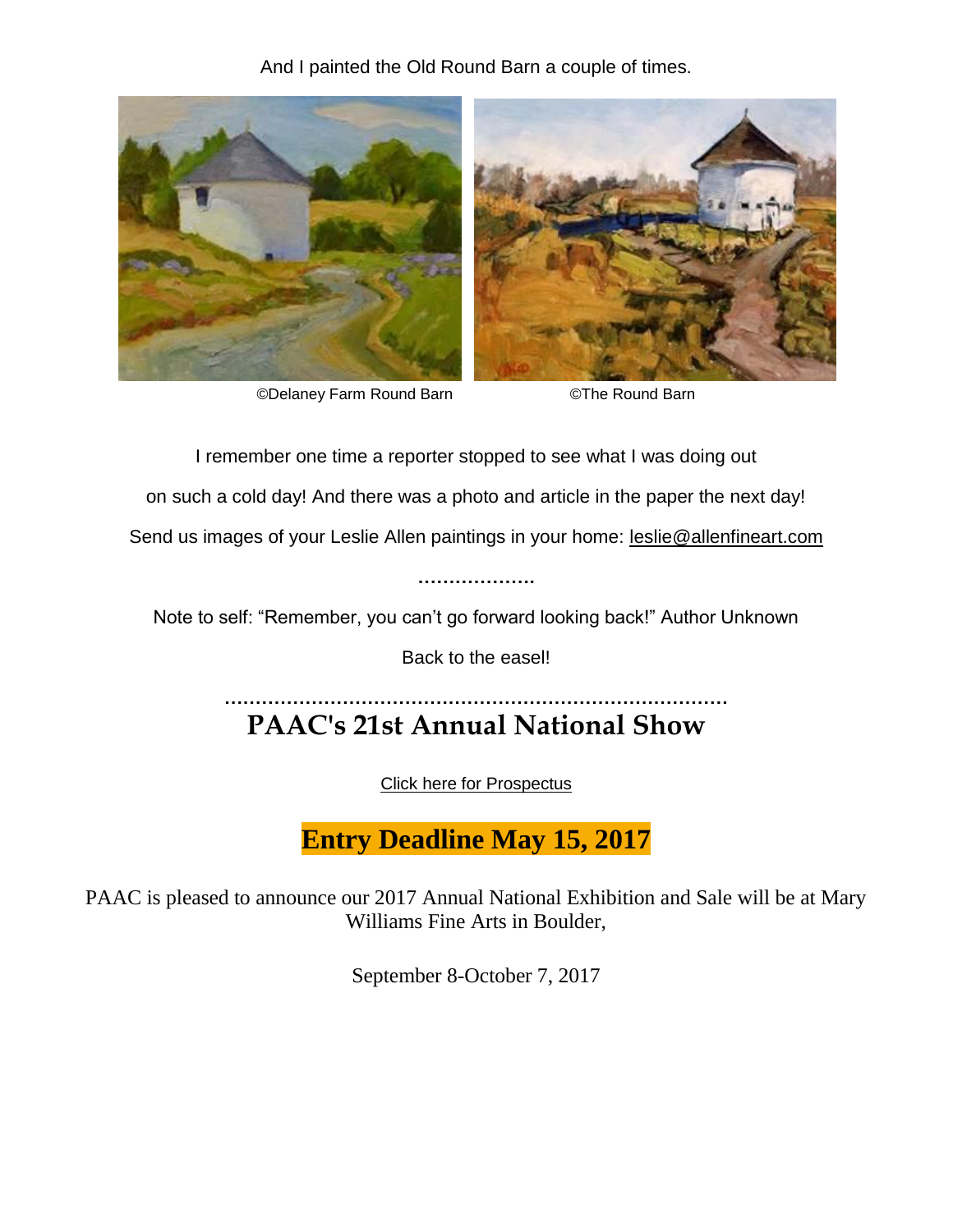And I painted the Old Round Barn a couple of times.

©Delaney Farm Round Barn

©The Round Barn

I remember one time a reporter stopped to see what I was doing out

on such a cold day! And there was a photo and article in the paper the next day!

Send us images of your Leslie Allen paintings in your home: leslie@allenfineart.com

...................

Note to self: “Remember, you can’t go forward looking back!” Author Unknown

Back to the easel!

..............................................................................

## PAAC's 21st Annual National Show

Click here for Prospectus

**Entry Deadline May 15, 2017**

PAAC is pleased to announce our 2017 Annual National Exhibition and Sale will be at Mary Williams Fine Arts in Boulder,

September 8-October 7, 2017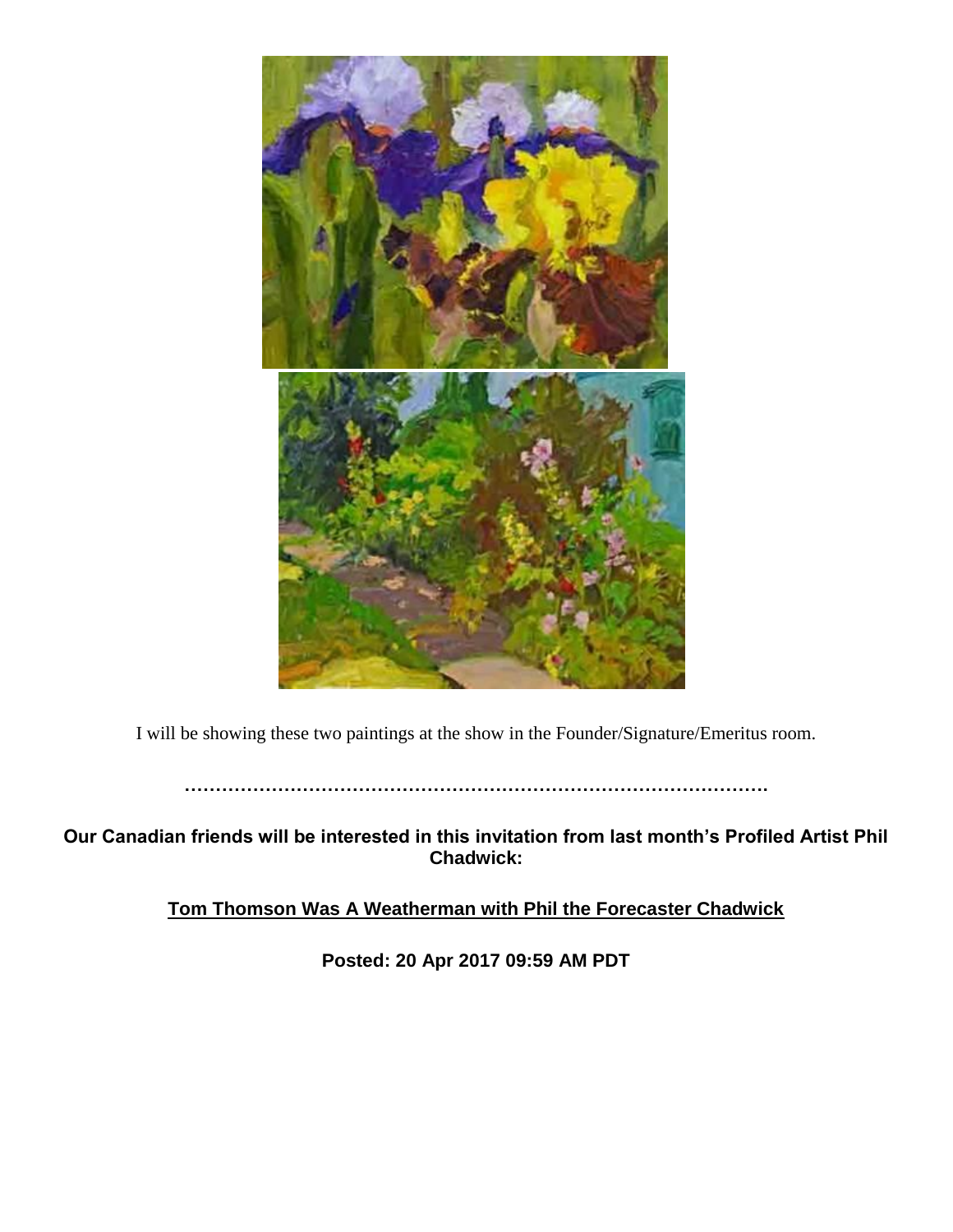I will be showing these two paintings at the show in the Founder/Signature/Emeritus room.

………………………………………………………………………………………

**Our Canadian friends will be interested in this invitation from last month's Profiled Artist Phil Chadwick:**

**Tom Thomson Was A Weatherman with Phil the Forecaster Chadwick**

**Posted: 20 Apr 2017 09:59 AM PDT**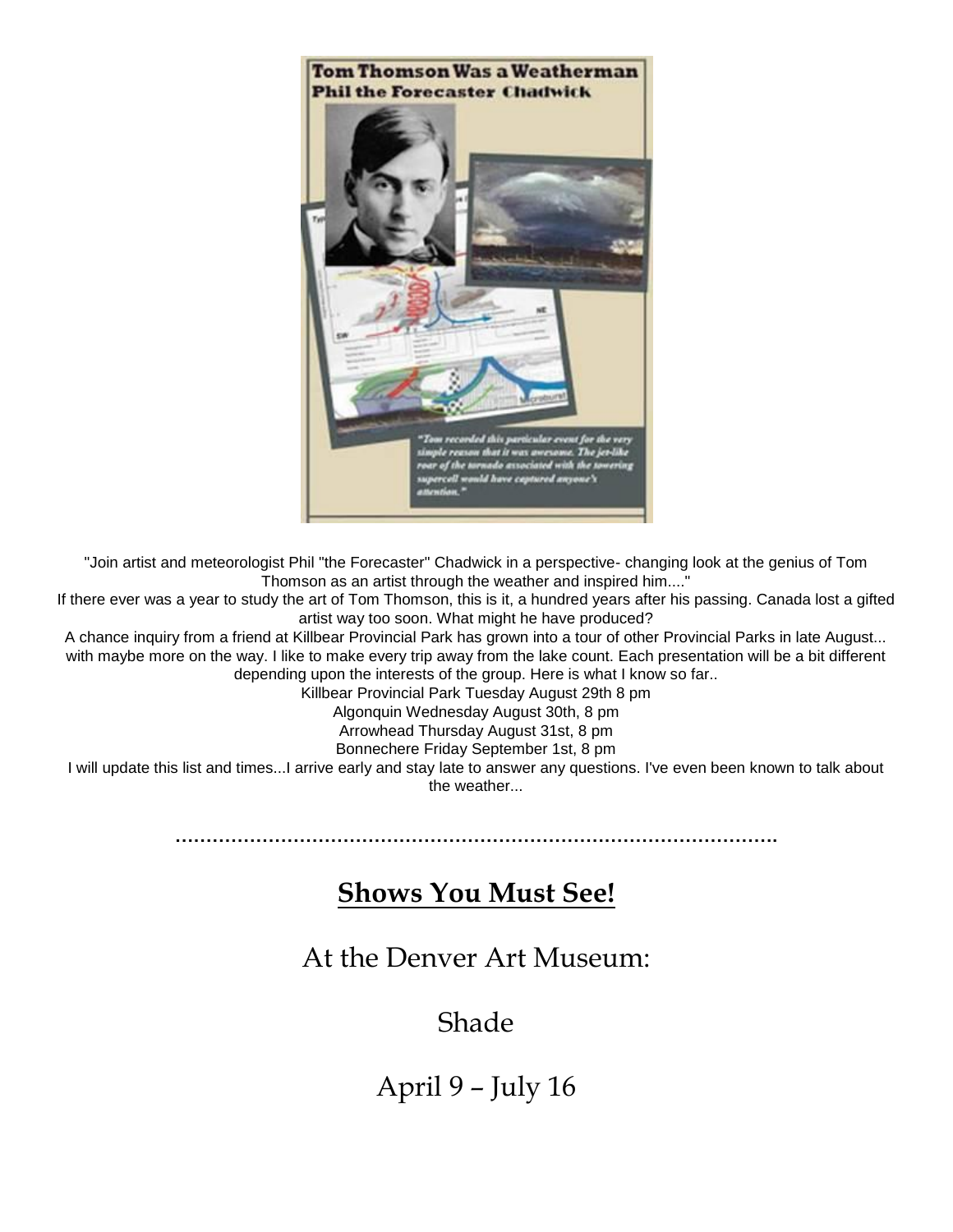"Join artist and meteorologist Phil "the Forecaster" Chadwick in a perspective- changing look at the genius of Tom Thomson as an artist through the weather and inspired him...."

If there ever was a year to study the art of Tom Thomson, this is it, a hundred years after his passing. Canada lost a gifted artist way too soon. What might he have produced?

A chance inquiry from a friend at Killbear Provincial Park has grown into a tour of other Provincial Parks in late August... with maybe more on the way. I like to make every trip away from the lake count. Each presentation will be a bit different depending upon the interests of the group. Here is what I know so far..

Killbear Provincial Park Tuesday August 29th 8 pm

Algonquin Wednesday August 30th, 8 pm

Arrowhead Thursday August 31st, 8 pm

Bonnechere Friday September 1st, 8 pm

I will update this list and times...I arrive early and stay late to answer any questions. I've even been known to talk about the weather...

..........................................................................................

## Shows You Must See!

At the Denver Art Museum:

Shade

April 9 – July 16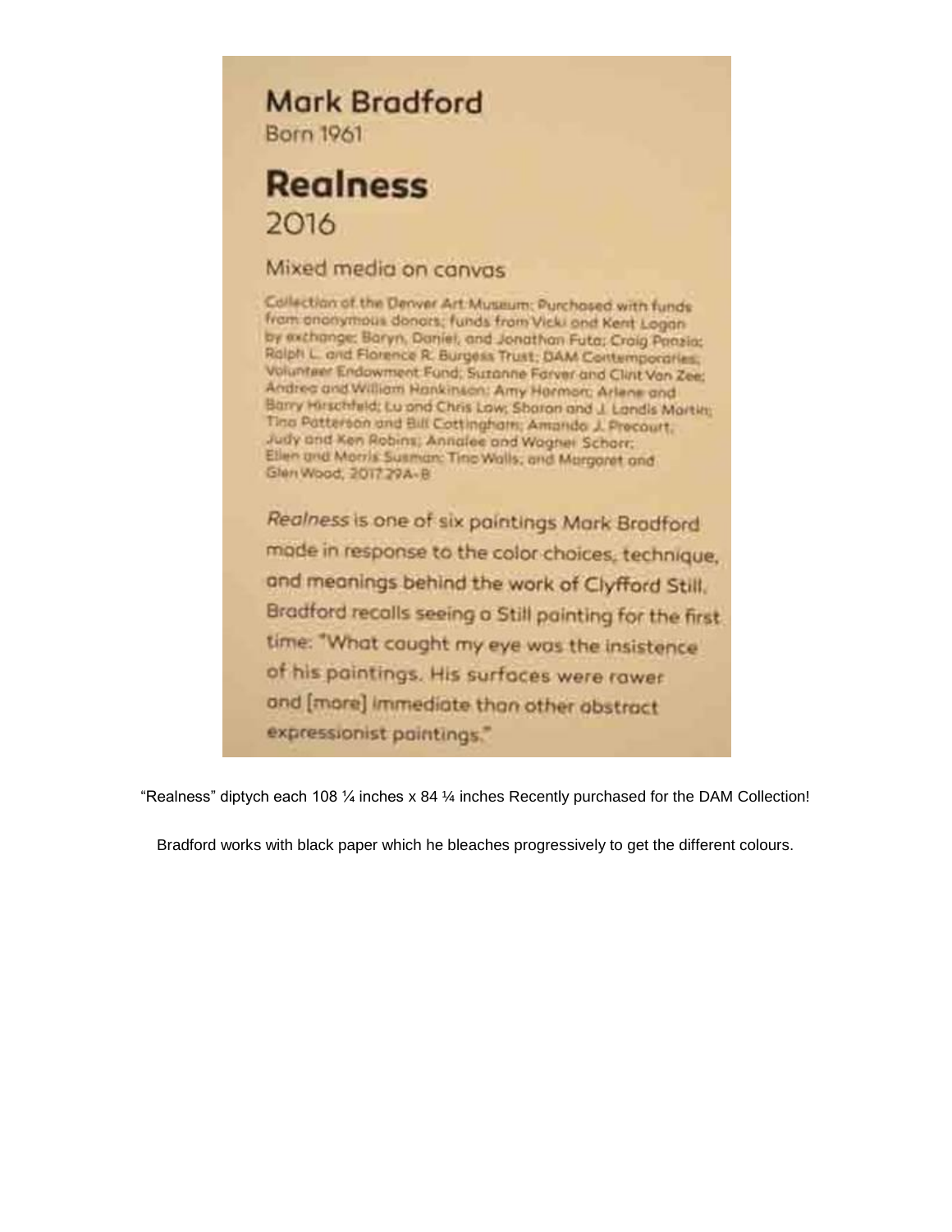## Mark Bradford

Born 1961

## Realness

2016

Mixed media on canvas

Collection of the Denver Art Museum: Purchased with funds from anonymous donors; funds from Vicki and Kent Logan by exchange; Baryn, Daniel, and Jonathan Futa; Craig Ponzio; Ralph L. and Florence R. Burgess Trust; DAM Contemporaries; Volunteer Endowment Fund; Suzanne Farver and Clint Van Zee; Andrea and William Hankinson; Amy Harmon; Arlene and Barry Hirschfeld; Lu and Chris Law; Sharon and J. Landis Martin; Tina Patterson and Bill Cottingham; Amanda J. Precourt; Judy and Ken Robins; Annalee and Wagner Schorr; Ellen and Morris Susman; Tina Walls; and Margaret and Glen Wood, 2017.29A-B

*Realness* is one of six paintings Mark Bradford made in response to the color choices, technique, and meanings behind the work of Clyfford Still. Bradford recalls seeing a Still painting for the first time: "What caught my eye was the insistence of his paintings. His surfaces were rawer and [more] immediate than other abstract expressionist paintings."

"Realness" diptych each 108 ¼ inches x 84 ¼ inches Recently purchased for the DAM Collection!

Bradford works with black paper which he bleaches progressively to get the different colours.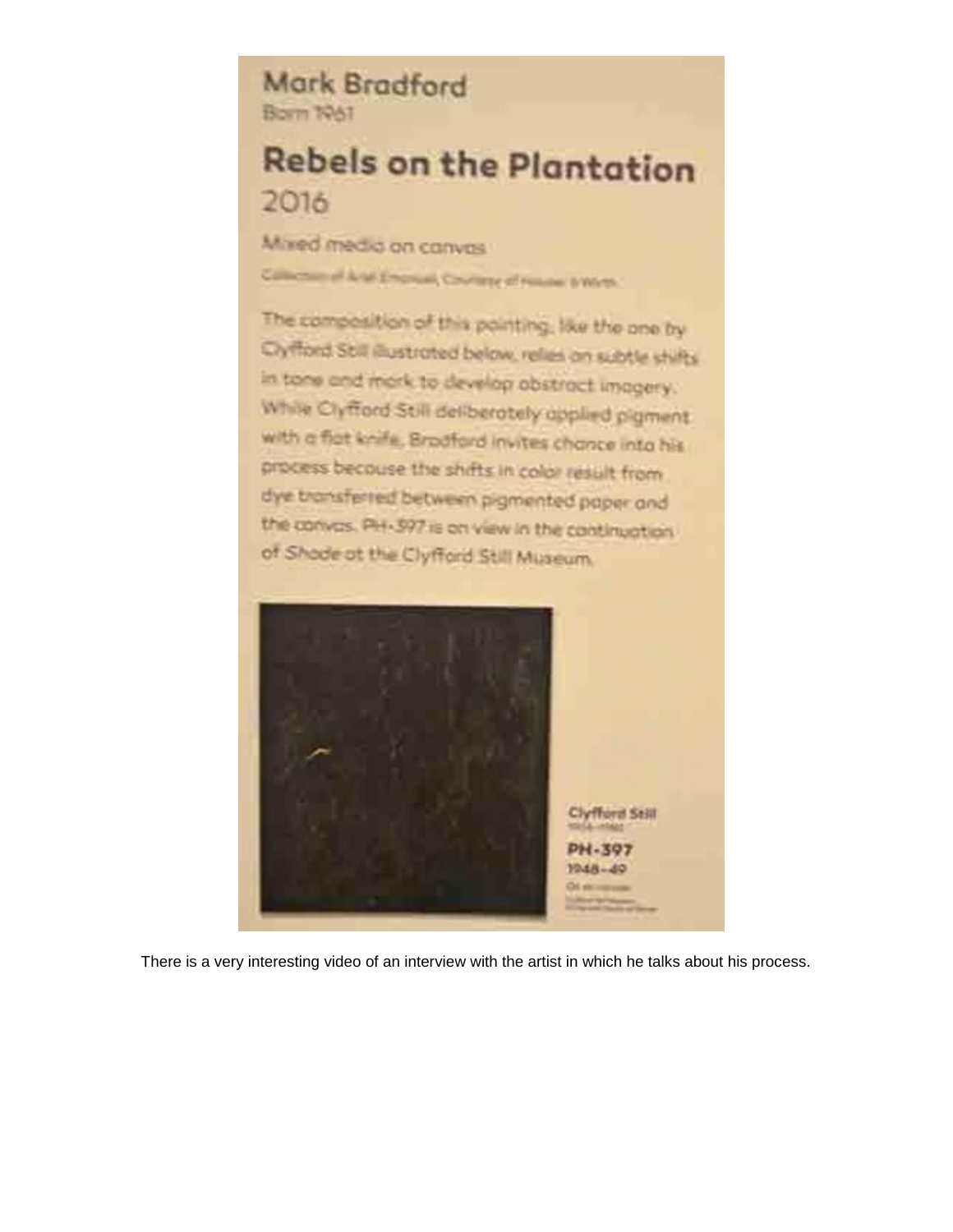# Mark Bradford

Born 1961

## Rebels on the Plantation

2016

Mixed media on canvas

Collection of Ariel Emanuel, Courtesy of Hauser & Wirth

The composition of this painting, like the one by Clyfford Still illustrated below, relies on subtle shifts in tone and mark to develop abstract imagery. While Clyfford Still deliberately applied pigment with a flat knife, Bradford invites chance into his process because the shifts in color result from dye transferred between pigmented paper and the canvas. PH-397 is on view in the continuation of *Shade* at the Clyfford Still Museum.

**Clyfford Still**

1904–1980

**PH-397**

1948–49

Oil on canvas

There is a very interesting video of an interview with the artist in which he talks about his process.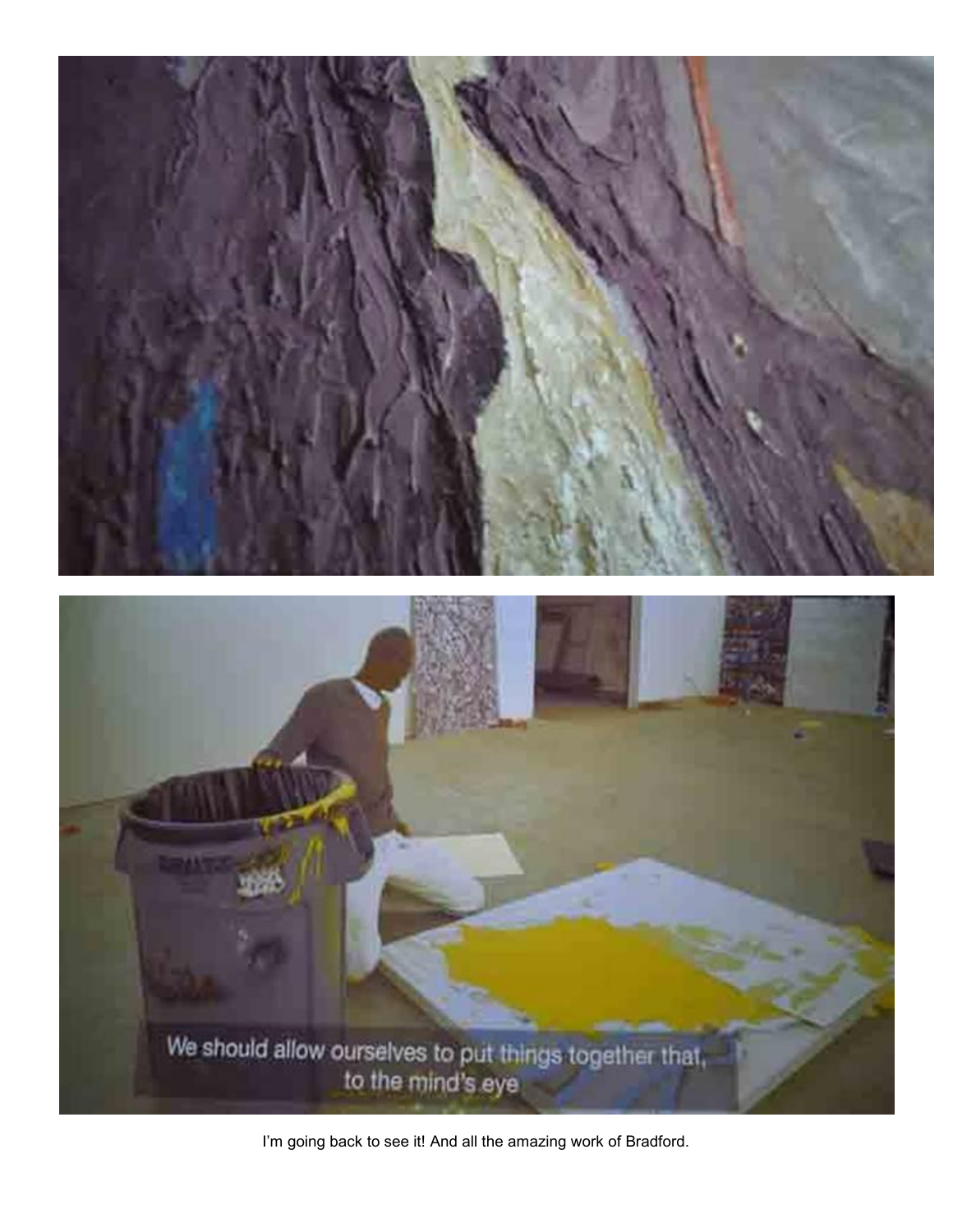I'm going back to see it! And all the amazing work of Bradford.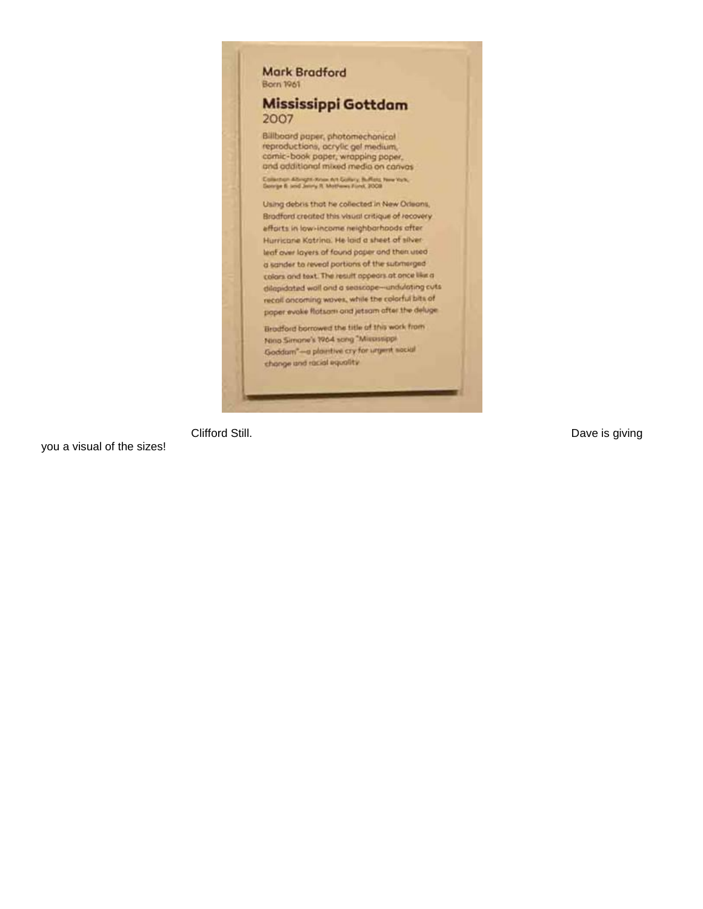Mark Bradford
Born 1961

**Mississippi Gottdam**
2007

Billboard paper, photomechanical reproductions, acrylic gel medium, comic-book paper, wrapping paper, and additional mixed media on canvas

Collection Albright-Knox Art Gallery, Buffalo, New York, George B. and Jenny R. Mathews Fund, 2008

Using debris that he collected in New Orleans, Bradford created this visual critique of recovery efforts in low-income neighborhoods after Hurricane Katrina. He laid a sheet of silver leaf over layers of found paper and then used a sander to reveal portions of the submerged colors and text. The result appears at once like a dilapidated wall and a seascape—undulating cuts recall oncoming waves, while the colorful bits of paper evoke flotsam and jetsam after the deluge.

Bradford borrowed the title of this work from Nina Simone's 1964 song "Mississippi Goddam"—a plaintive cry for urgent social change and racial equality.

Clifford Still. Dave is giving you a visual of the sizes!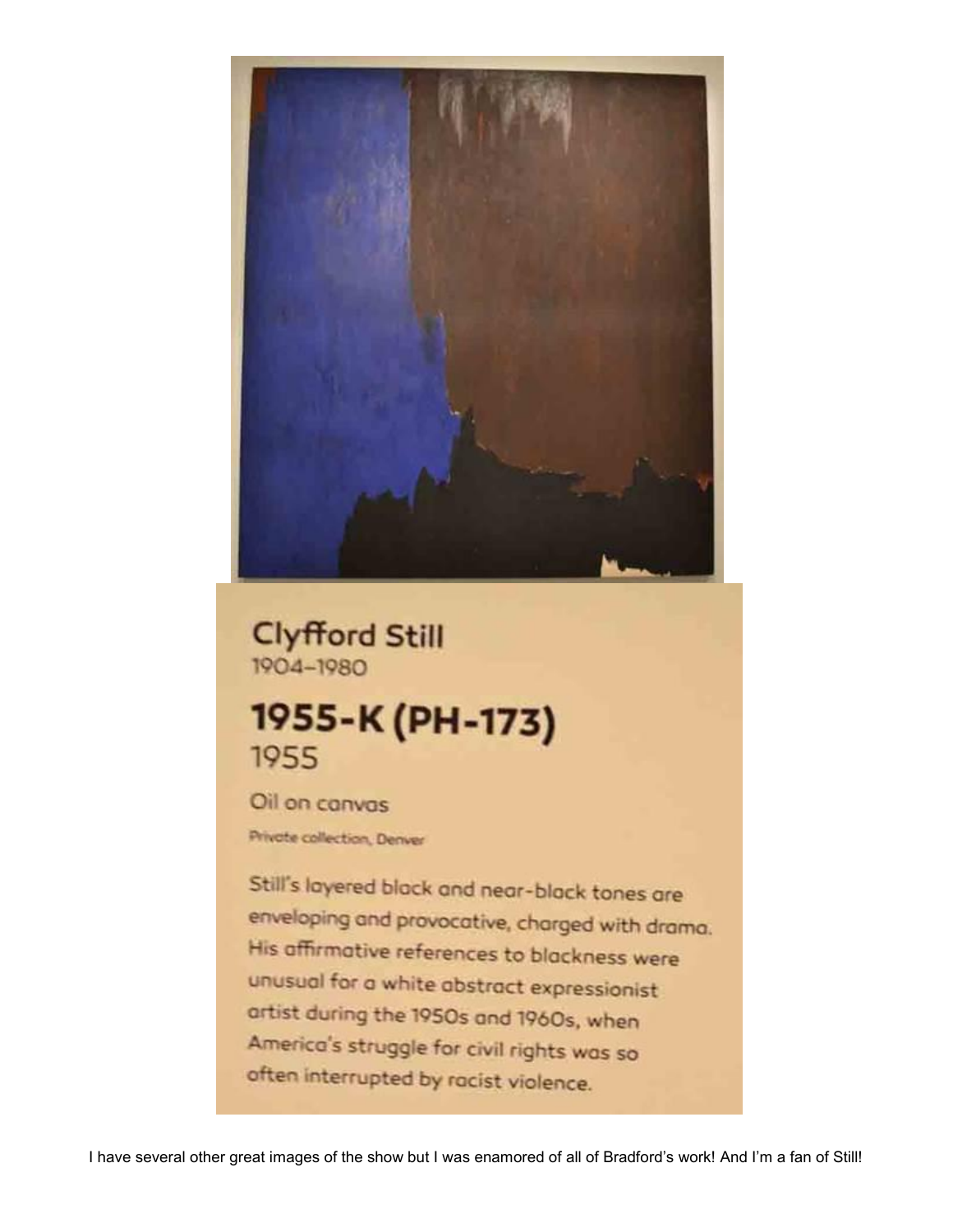Clyfford Still
1904–1980

**1955-K (PH-173)**
1955

Oil on canvas

Private collection, Denver

Still's layered black and near-black tones are enveloping and provocative, charged with drama. His affirmative references to blackness were unusual for a white abstract expressionist artist during the 1950s and 1960s, when America's struggle for civil rights was so often interrupted by racist violence.

I have several other great images of the show but I was enamored of all of Bradford's work! And I'm a fan of Still!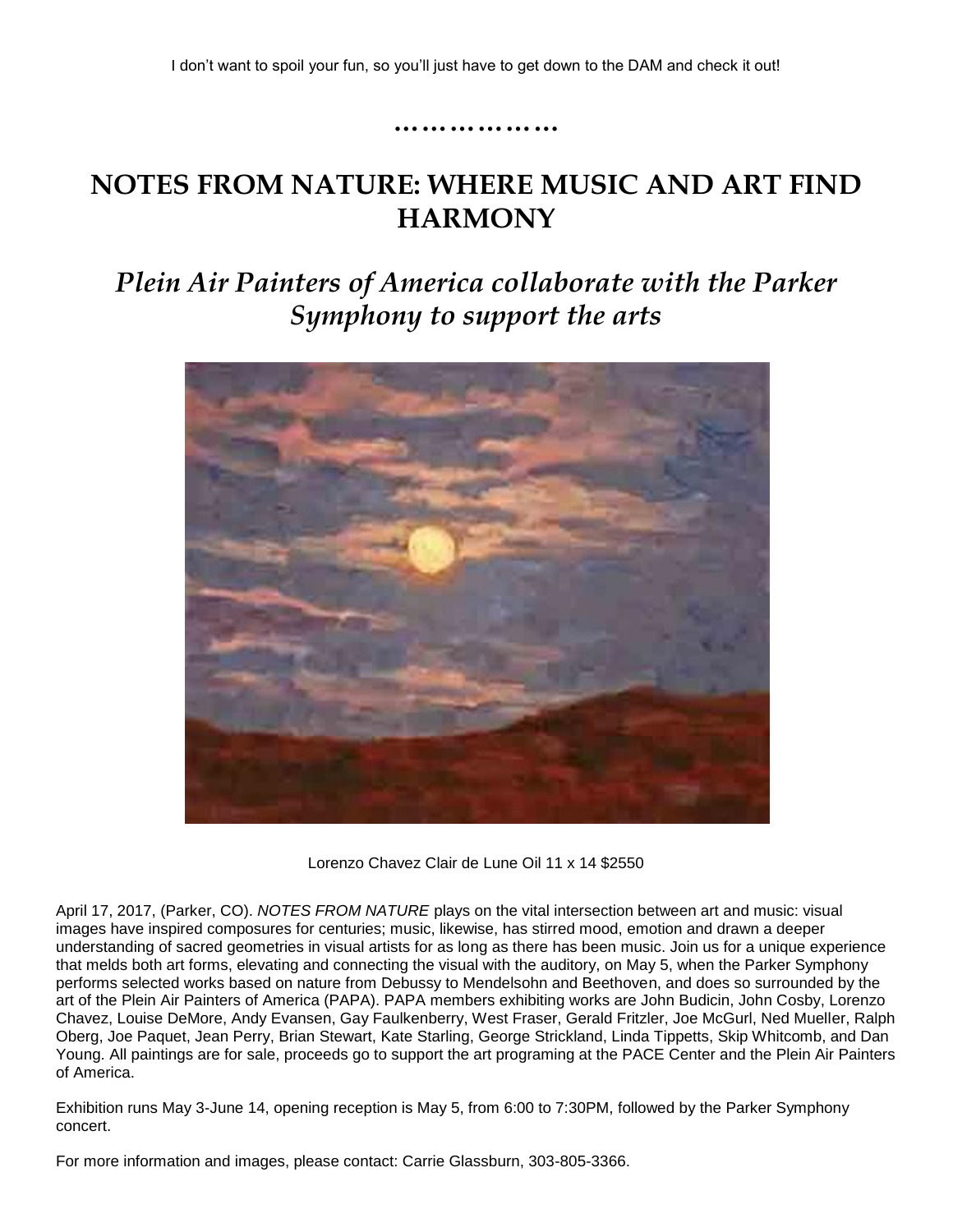I don't want to spoil your fun, so you'll just have to get down to the DAM and check it out!

………………

# NOTES FROM NATURE: WHERE MUSIC AND ART FIND HARMONY

## *Plein Air Painters of America collaborate with the Parker Symphony to support the arts*

Lorenzo Chavez Clair de Lune Oil 11 x 14 $2550

April 17, 2017, (Parker, CO). *NOTES FROM NATURE* plays on the vital intersection between art and music: visual images have inspired composures for centuries; music, likewise, has stirred mood, emotion and drawn a deeper understanding of sacred geometries in visual artists for as long as there has been music. Join us for a unique experience that melds both art forms, elevating and connecting the visual with the auditory, on May 5, when the Parker Symphony performs selected works based on nature from Debussy to Mendelsohn and Beethoven, and does so surrounded by the art of the Plein Air Painters of America (PAPA). PAPA members exhibiting works are John Budicin, John Cosby, Lorenzo Chavez, Louise DeMore, Andy Evansen, Gay Faulkenberry, West Fraser, Gerald Fritzler, Joe McGurl, Ned Mueller, Ralph Oberg, Joe Paquet, Jean Perry, Brian Stewart, Kate Starling, George Strickland, Linda Tippetts, Skip Whitcomb, and Dan Young. All paintings are for sale, proceeds go to support the art programing at the PACE Center and the Plein Air Painters of America.

Exhibition runs May 3-June 14, opening reception is May 5, from 6:00 to 7:30PM, followed by the Parker Symphony concert.

For more information and images, please contact: Carrie Glassburn, 303-805-3366.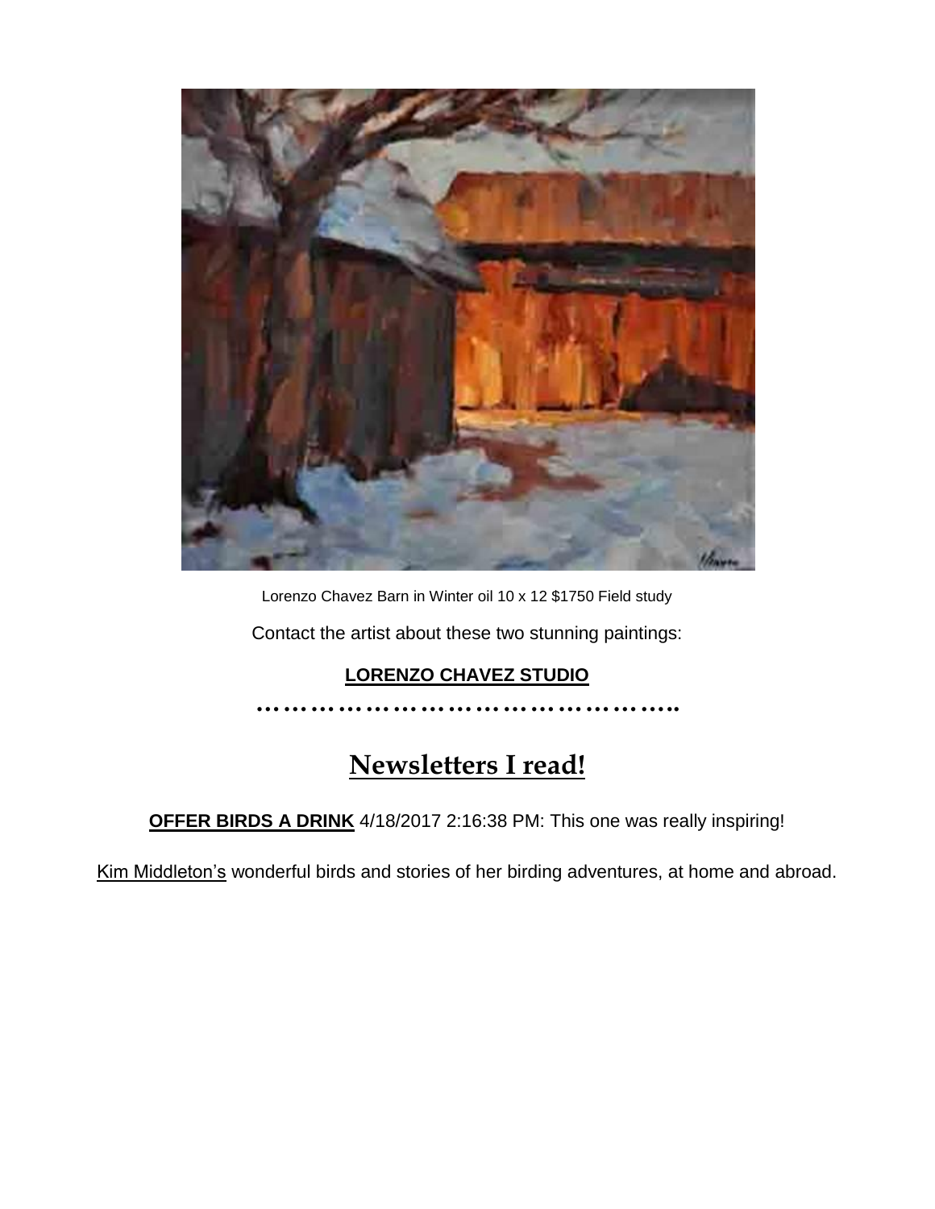Lorenzo Chavez Barn in Winter oil 10 x 12 $1750 Field study

Contact the artist about these two stunning paintings:

**LORENZO CHAVEZ STUDIO**

…………………………………………..

## Newsletters I read!

**OFFER BIRDS A DRINK** 4/18/2017 2:16:38 PM: This one was really inspiring!

Kim Middleton's wonderful birds and stories of her birding adventures, at home and abroad.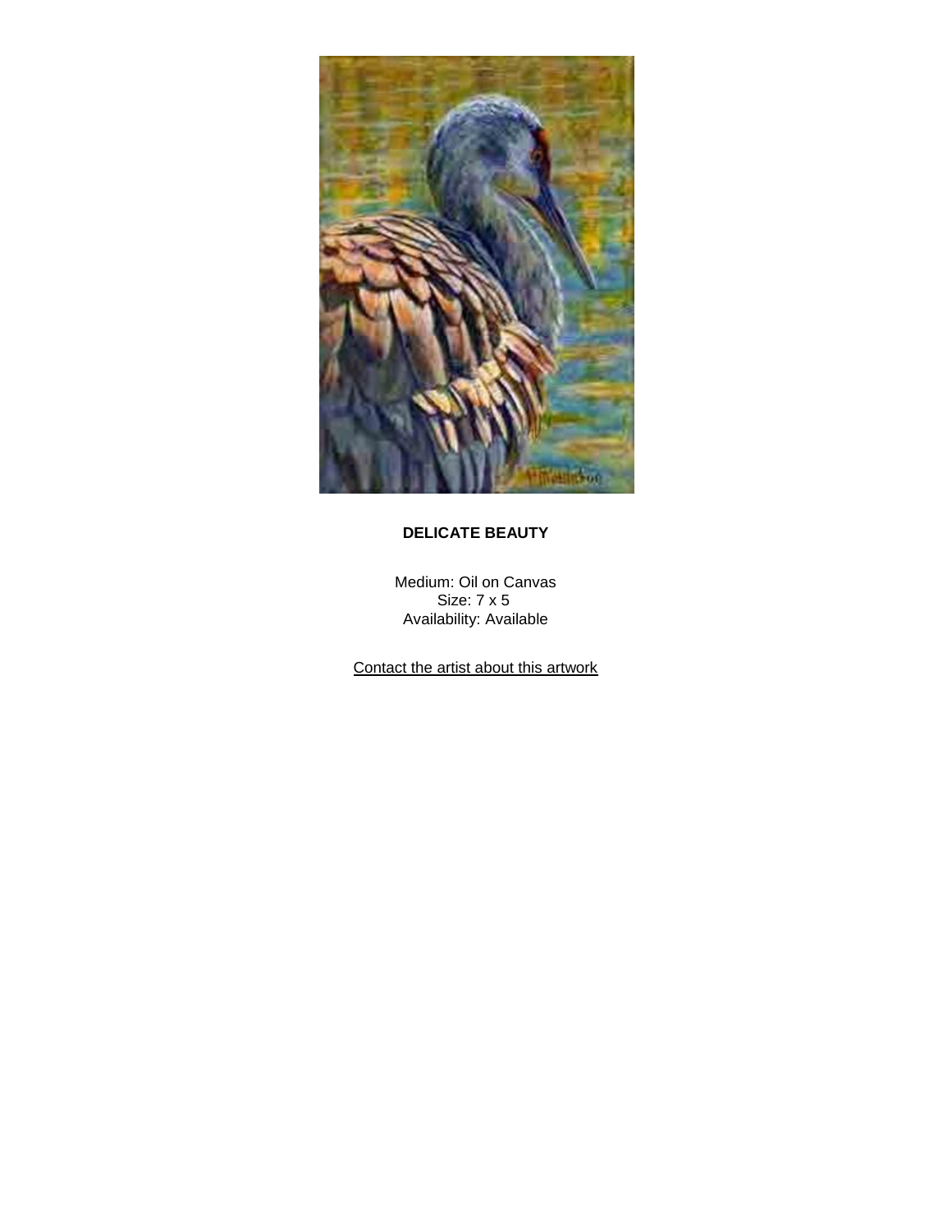**DELICATE BEAUTY**

Medium: Oil on Canvas
Size: 7 x 5
Availability: Available

Contact the artist about this artwork